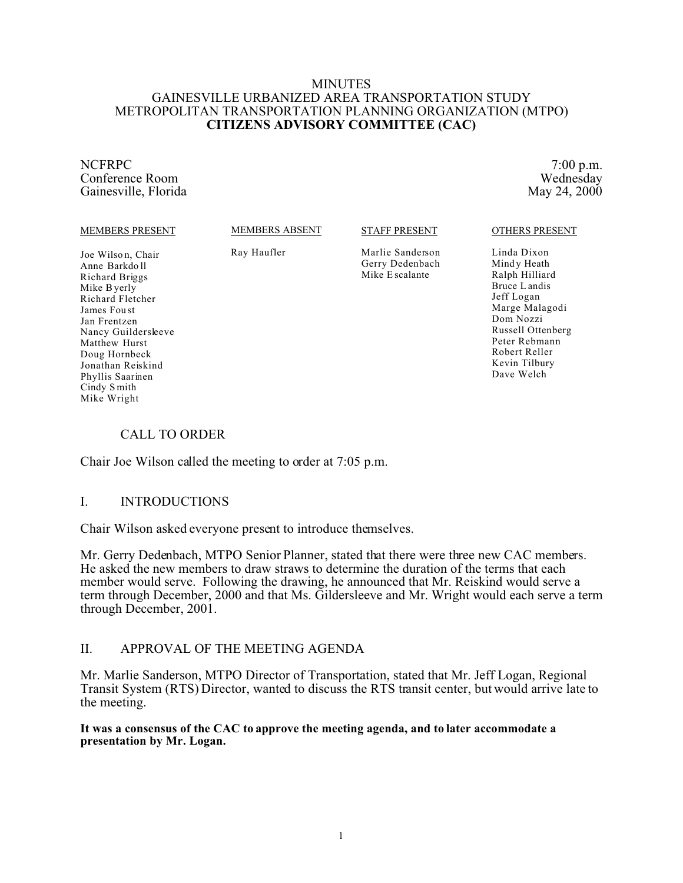# MINUTES
# GAINESVILLE URBANIZED AREA TRANSPORTATION STUDY
# METROPOLITAN TRANSPORTATION PLANNING ORGANIZATION (MTPO)
# **CITIZENS ADVISORY COMMITTEE (CAC)**

NCFRPC
Conference Room
Gainesville, Florida

7:00 p.m.
Wednesday
May 24, 2000

| MEMBERS PRESENT | MEMBERS ABSENT | STAFF PRESENT | OTHERS PRESENT |
|---|---|---|---|
| Joe Wilson, Chair | Ray Haufler | Marlie Sanderson | Linda Dixon |
| Anne Barkdoll | | Gerry Dedenbach | Mindy Heath |
| Richard Briggs | | Mike Escalante | Ralph Hilliard |
| Mike Byerly | | | Bruce Landis |
| Richard Fletcher | | | Jeff Logan |
| James Foust | | | Marge Malagodi |
| Jan Frentzen | | | Dom Nozzi |
| Nancy Guildersleeve | | | Russell Ottenberg |
| Matthew Hurst | | | Peter Rebmann |
| Doug Hornbeck | | | Robert Reller |
| Jonathan Reiskind | | | Kevin Tilbury |
| Phyllis Saarinen | | | Dave Welch |
| Cindy Smith | | | |
| Mike Wright | | | |

## CALL TO ORDER

Chair Joe Wilson called the meeting to order at 7:05 p.m.

## I. INTRODUCTIONS

Chair Wilson asked everyone present to introduce themselves.

Mr. Gerry Dedenbach, MTPO Senior Planner, stated that there were three new CAC members. He asked the new members to draw straws to determine the duration of the terms that each member would serve. Following the drawing, he announced that Mr. Reiskind would serve a term through December, 2000 and that Ms. Gildersleeve and Mr. Wright would each serve a term through December, 2001.

## II. APPROVAL OF THE MEETING AGENDA

Mr. Marlie Sanderson, MTPO Director of Transportation, stated that Mr. Jeff Logan, Regional Transit System (RTS) Director, wanted to discuss the RTS transit center, but would arrive late to the meeting.

**It was a consensus of the CAC to approve the meeting agenda, and to later accommodate a presentation by Mr. Logan.**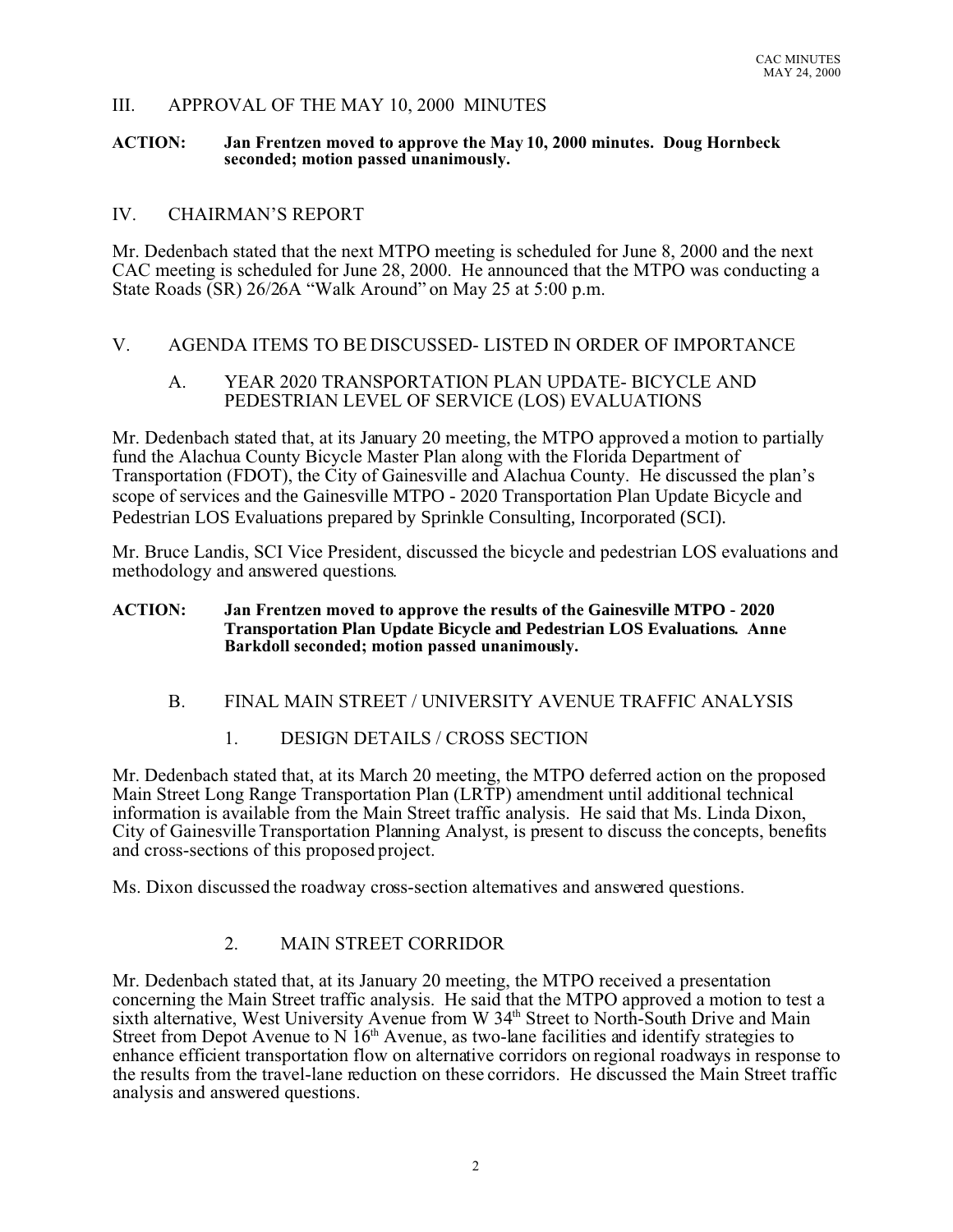## III. APPROVAL OF THE MAY 10, 2000 MINUTES

**ACTION: Jan Frentzen moved to approve the May 10, 2000 minutes. Doug Hornbeck seconded; motion passed unanimously.**

## IV. CHAIRMAN'S REPORT

Mr. Dedenbach stated that the next MTPO meeting is scheduled for June 8, 2000 and the next CAC meeting is scheduled for June 28, 2000. He announced that the MTPO was conducting a State Roads (SR) 26/26A "Walk Around" on May 25 at 5:00 p.m.

## V. AGENDA ITEMS TO BE DISCUSSED- LISTED IN ORDER OF IMPORTANCE

### A. YEAR 2020 TRANSPORTATION PLAN UPDATE- BICYCLE AND PEDESTRIAN LEVEL OF SERVICE (LOS) EVALUATIONS

Mr. Dedenbach stated that, at its January 20 meeting, the MTPO approved a motion to partially fund the Alachua County Bicycle Master Plan along with the Florida Department of Transportation (FDOT), the City of Gainesville and Alachua County. He discussed the plan's scope of services and the Gainesville MTPO - 2020 Transportation Plan Update Bicycle and Pedestrian LOS Evaluations prepared by Sprinkle Consulting, Incorporated (SCI).

Mr. Bruce Landis, SCI Vice President, discussed the bicycle and pedestrian LOS evaluations and methodology and answered questions.

**ACTION: Jan Frentzen moved to approve the results of the Gainesville MTPO - 2020 Transportation Plan Update Bicycle and Pedestrian LOS Evaluations. Anne Barkdoll seconded; motion passed unanimously.**

### B. FINAL MAIN STREET / UNIVERSITY AVENUE TRAFFIC ANALYSIS

#### 1. DESIGN DETAILS / CROSS SECTION

Mr. Dedenbach stated that, at its March 20 meeting, the MTPO deferred action on the proposed Main Street Long Range Transportation Plan (LRTP) amendment until additional technical information is available from the Main Street traffic analysis. He said that Ms. Linda Dixon, City of Gainesville Transportation Planning Analyst, is present to discuss the concepts, benefits and cross-sections of this proposed project.

Ms. Dixon discussed the roadway cross-section alternatives and answered questions.

#### 2. MAIN STREET CORRIDOR

Mr. Dedenbach stated that, at its January 20 meeting, the MTPO received a presentation concerning the Main Street traffic analysis. He said that the MTPO approved a motion to test a sixth alternative, West University Avenue from W 34th Street to North-South Drive and Main Street from Depot Avenue to N 16th Avenue, as two-lane facilities and identify strategies to enhance efficient transportation flow on alternative corridors on regional roadways in response to the results from the travel-lane reduction on these corridors. He discussed the Main Street traffic analysis and answered questions.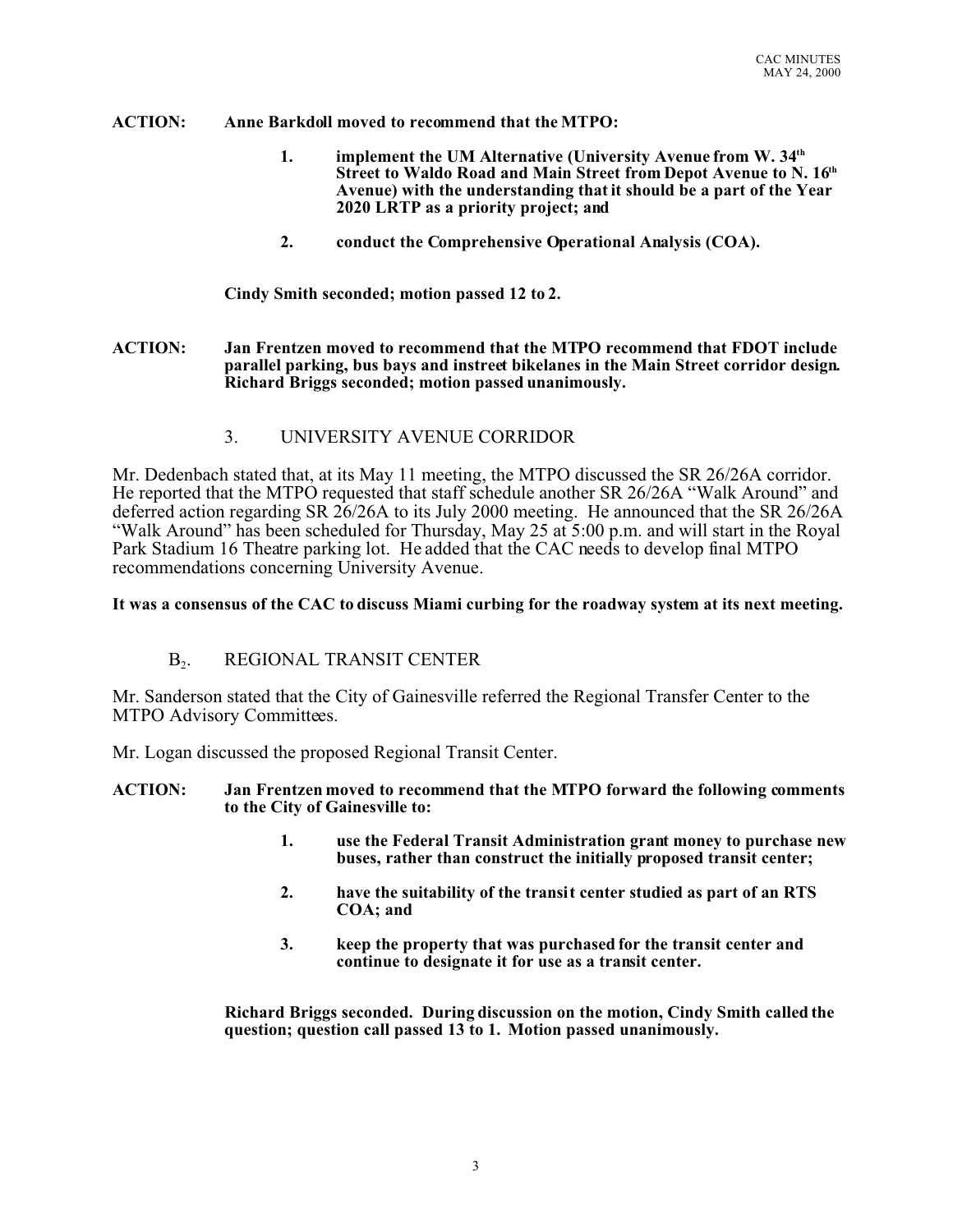**ACTION: Anne Barkdoll moved to recommend that the MTPO:**

> **1. implement the UM Alternative (University Avenue from W. 34th Street to Waldo Road and Main Street from Depot Avenue to N. 16th Avenue) with the understanding that it should be a part of the Year 2020 LRTP as a priority project; and**
>
> **2. conduct the Comprehensive Operational Analysis (COA).**

**Cindy Smith seconded; motion passed 12 to 2.**

**ACTION: Jan Frentzen moved to recommend that the MTPO recommend that FDOT include parallel parking, bus bays and instreet bikelanes in the Main Street corridor design. Richard Briggs seconded; motion passed unanimously.**

### 3. UNIVERSITY AVENUE CORRIDOR

Mr. Dedenbach stated that, at its May 11 meeting, the MTPO discussed the SR 26/26A corridor. He reported that the MTPO requested that staff schedule another SR 26/26A "Walk Around" and deferred action regarding SR 26/26A to its July 2000 meeting. He announced that the SR 26/26A "Walk Around" has been scheduled for Thursday, May 25 at 5:00 p.m. and will start in the Royal Park Stadium 16 Theatre parking lot. He added that the CAC needs to develop final MTPO recommendations concerning University Avenue.

**It was a consensus of the CAC to discuss Miami curbing for the roadway system at its next meeting.**

### $B_2$. REGIONAL TRANSIT CENTER

Mr. Sanderson stated that the City of Gainesville referred the Regional Transfer Center to the MTPO Advisory Committees.

Mr. Logan discussed the proposed Regional Transit Center.

**ACTION: Jan Frentzen moved to recommend that the MTPO forward the following comments to the City of Gainesville to:**

> **1. use the Federal Transit Administration grant money to purchase new buses, rather than construct the initially proposed transit center;**
>
> **2. have the suitability of the transit center studied as part of an RTS COA; and**
>
> **3. keep the property that was purchased for the transit center and continue to designate it for use as a transit center.**

**Richard Briggs seconded. During discussion on the motion, Cindy Smith called the question; question call passed 13 to 1. Motion passed unanimously.**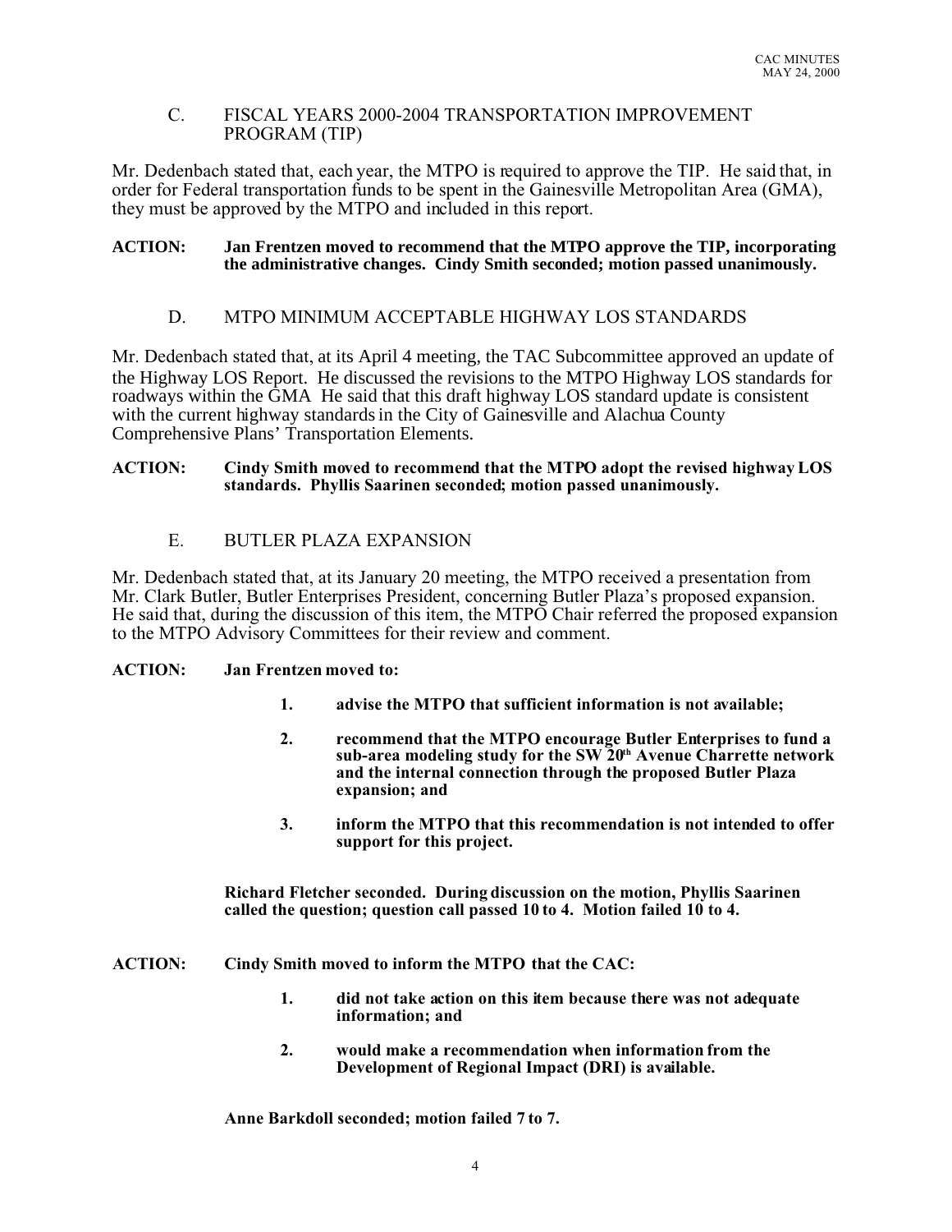## C. FISCAL YEARS 2000-2004 TRANSPORTATION IMPROVEMENT PROGRAM (TIP)

Mr. Dedenbach stated that, each year, the MTPO is required to approve the TIP. He said that, in order for Federal transportation funds to be spent in the Gainesville Metropolitan Area (GMA), they must be approved by the MTPO and included in this report.

**ACTION: Jan Frentzen moved to recommend that the MTPO approve the TIP, incorporating the administrative changes. Cindy Smith seconded; motion passed unanimously.**

## D. MTPO MINIMUM ACCEPTABLE HIGHWAY LOS STANDARDS

Mr. Dedenbach stated that, at its April 4 meeting, the TAC Subcommittee approved an update of the Highway LOS Report. He discussed the revisions to the MTPO Highway LOS standards for roadways within the GMA He said that this draft highway LOS standard update is consistent with the current highway standards in the City of Gainesville and Alachua County Comprehensive Plans' Transportation Elements.

**ACTION: Cindy Smith moved to recommend that the MTPO adopt the revised highway LOS standards. Phyllis Saarinen seconded; motion passed unanimously.**

## E. BUTLER PLAZA EXPANSION

Mr. Dedenbach stated that, at its January 20 meeting, the MTPO received a presentation from Mr. Clark Butler, Butler Enterprises President, concerning Butler Plaza's proposed expansion. He said that, during the discussion of this item, the MTPO Chair referred the proposed expansion to the MTPO Advisory Committees for their review and comment.

**ACTION: Jan Frentzen moved to:**

1. **advise the MTPO that sufficient information is not available;**
2. **recommend that the MTPO encourage Butler Enterprises to fund a sub-area modeling study for the SW 20th Avenue Charrette network and the internal connection through the proposed Butler Plaza expansion; and**
3. **inform the MTPO that this recommendation is not intended to offer support for this project.**

**Richard Fletcher seconded. During discussion on the motion, Phyllis Saarinen called the question; question call passed 10 to 4. Motion failed 10 to 4.**

**ACTION: Cindy Smith moved to inform the MTPO that the CAC:**

1. **did not take action on this item because there was not adequate information; and**
2. **would make a recommendation when information from the Development of Regional Impact (DRI) is available.**

**Anne Barkdoll seconded; motion failed 7 to 7.**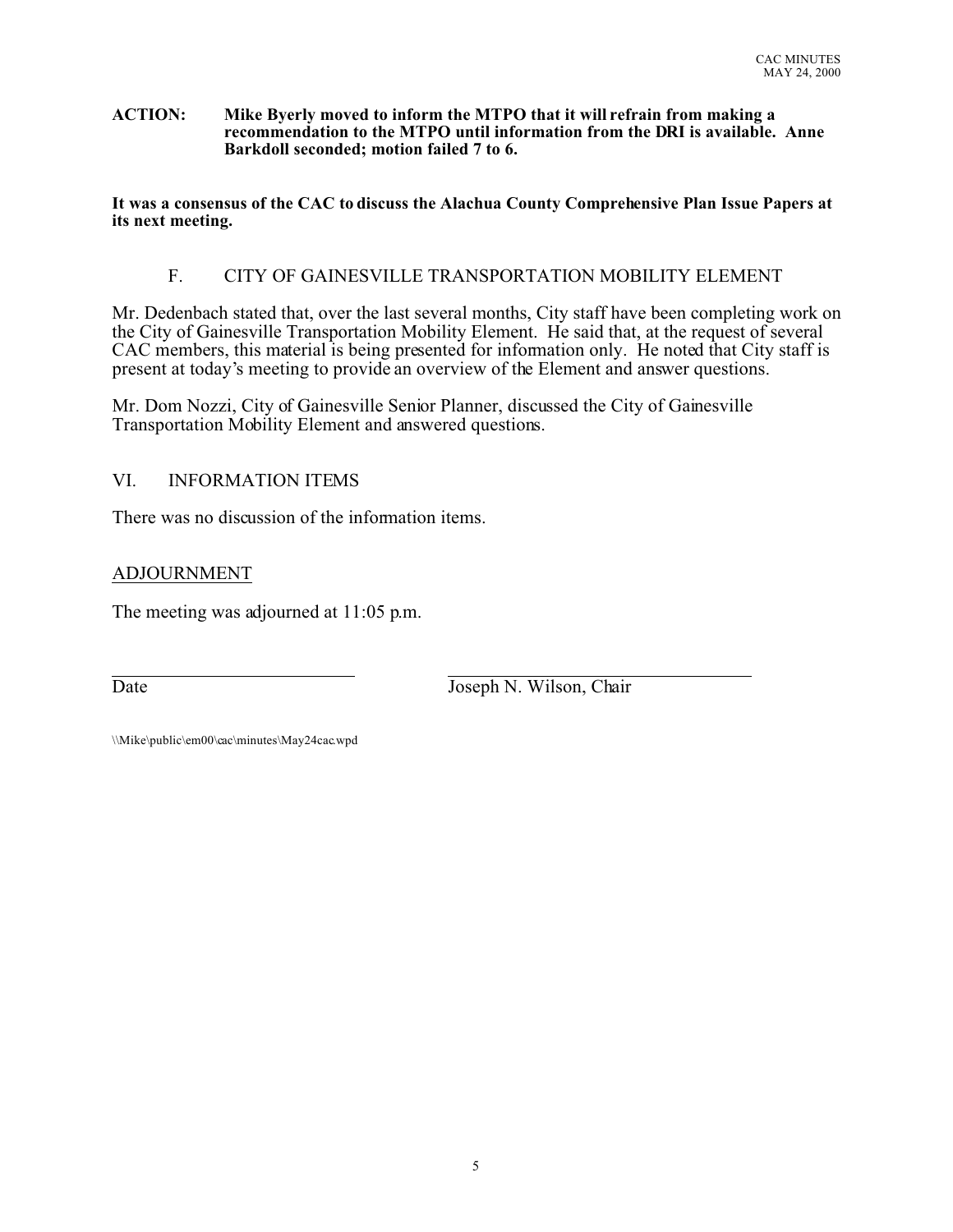**ACTION: Mike Byerly moved to inform the MTPO that it will refrain from making a recommendation to the MTPO until information from the DRI is available. Anne Barkdoll seconded; motion failed 7 to 6.**

**It was a consensus of the CAC to discuss the Alachua County Comprehensive Plan Issue Papers at its next meeting.**

### F. CITY OF GAINESVILLE TRANSPORTATION MOBILITY ELEMENT

Mr. Dedenbach stated that, over the last several months, City staff have been completing work on the City of Gainesville Transportation Mobility Element. He said that, at the request of several CAC members, this material is being presented for information only. He noted that City staff is present at today's meeting to provide an overview of the Element and answer questions.

Mr. Dom Nozzi, City of Gainesville Senior Planner, discussed the City of Gainesville Transportation Mobility Element and answered questions.

## VI. INFORMATION ITEMS

There was no discussion of the information items.

## ADJOURNMENT

The meeting was adjourned at 11:05 p.m.

_______________________ _______________________

Date Joseph N. Wilson, Chair

\\Mike\public\em00\cac\minutes\May24cac.wpd